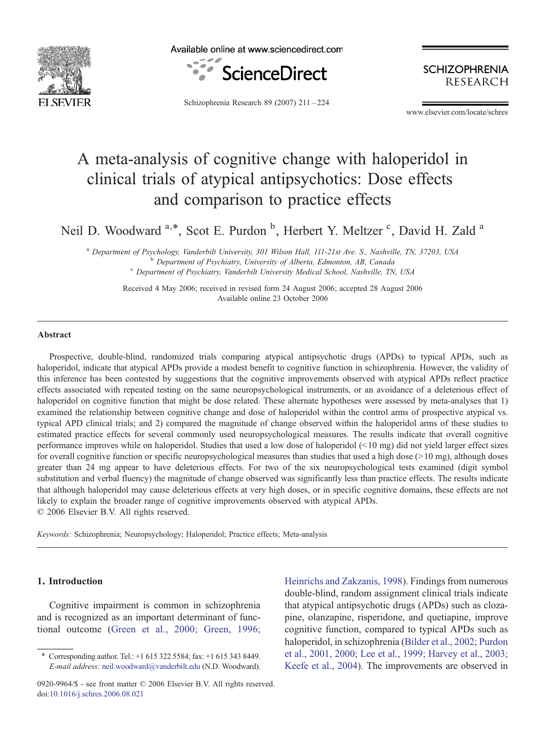# A meta-analysis of cognitive change with haloperidol in clinical trials of atypical antipsychotics: Dose effects and comparison to practice effects

Neil D. Woodward [a,*], Scot E. Purdon [b], Herbert Y. Meltzer [c], David H. Zald [a]

[a] Department of Psychology, Vanderbilt University, 301 Wilson Hall, 111-21st Ave. S., Nashville, TN, 37203, USA
[b] Department of Psychiatry, University of Alberta, Edmonton, AB, Canada
[c] Department of Psychiatry, Vanderbilt University Medical School, Nashville, TN, USA

Received 4 May 2006; received in revised form 24 August 2006; accepted 28 August 2006
Available online 23 October 2006

## Abstract

Prospective, double-blind, randomized trials comparing atypical antipsychotic drugs (APDs) to typical APDs, such as haloperidol, indicate that atypical APDs provide a modest benefit to cognitive function in schizophrenia. However, the validity of this inference has been contested by suggestions that the cognitive improvements observed with atypical APDs reflect practice effects associated with repeated testing on the same neuropsychological instruments, or an avoidance of a deleterious effect of haloperidol on cognitive function that might be dose related. These alternate hypotheses were assessed by meta-analyses that 1) examined the relationship between cognitive change and dose of haloperidol within the control arms of prospective atypical vs. typical APD clinical trials; and 2) compared the magnitude of change observed within the haloperidol arms of these studies to estimated practice effects for several commonly used neuropsychological measures. The results indicate that overall cognitive performance improves while on haloperidol. Studies that used a low dose of haloperidol (<10 mg) did not yield larger effect sizes for overall cognitive function or specific neuropsychological measures than studies that used a high dose (>10 mg), although doses greater than 24 mg appear to have deleterious effects. For two of the six neuropsychological tests examined (digit symbol substitution and verbal fluency) the magnitude of change observed was significantly less than practice effects. The results indicate that although haloperidol may cause deleterious effects at very high doses, or in specific cognitive domains, these effects are not likely to explain the broader range of cognitive improvements observed with atypical APDs.
© 2006 Elsevier B.V. All rights reserved.

*Keywords:* Schizophrenia; Neuropsychology; Haloperidol; Practice effects; Meta-analysis

## 1. Introduction

Cognitive impairment is common in schizophrenia and is recognized as an important determinant of functional outcome (Green et al., 2000; Green, 1996; Heinrichs and Zakzanis, 1998). Findings from numerous double-blind, random assignment clinical trials indicate that atypical antipsychotic drugs (APDs) such as clozapine, olanzapine, risperidone, and quetiapine, improve cognitive function, compared to typical APDs such as haloperidol, in schizophrenia (Bilder et al., 2002; Purdon et al., 2001, 2000; Lee et al., 1999; Harvey et al., 2003; Keefe et al., 2004). The improvements are observed in

\* Corresponding author. Tel.: +1 615 322 5584; fax: +1 615 343 8449.
*E-mail address:* neil.woodward@vanderbilt.edu (N.D. Woodward).

0920-9964/$ - see front matter © 2006 Elsevier B.V. All rights reserved.
doi:10.1016/j.schres.2006.08.021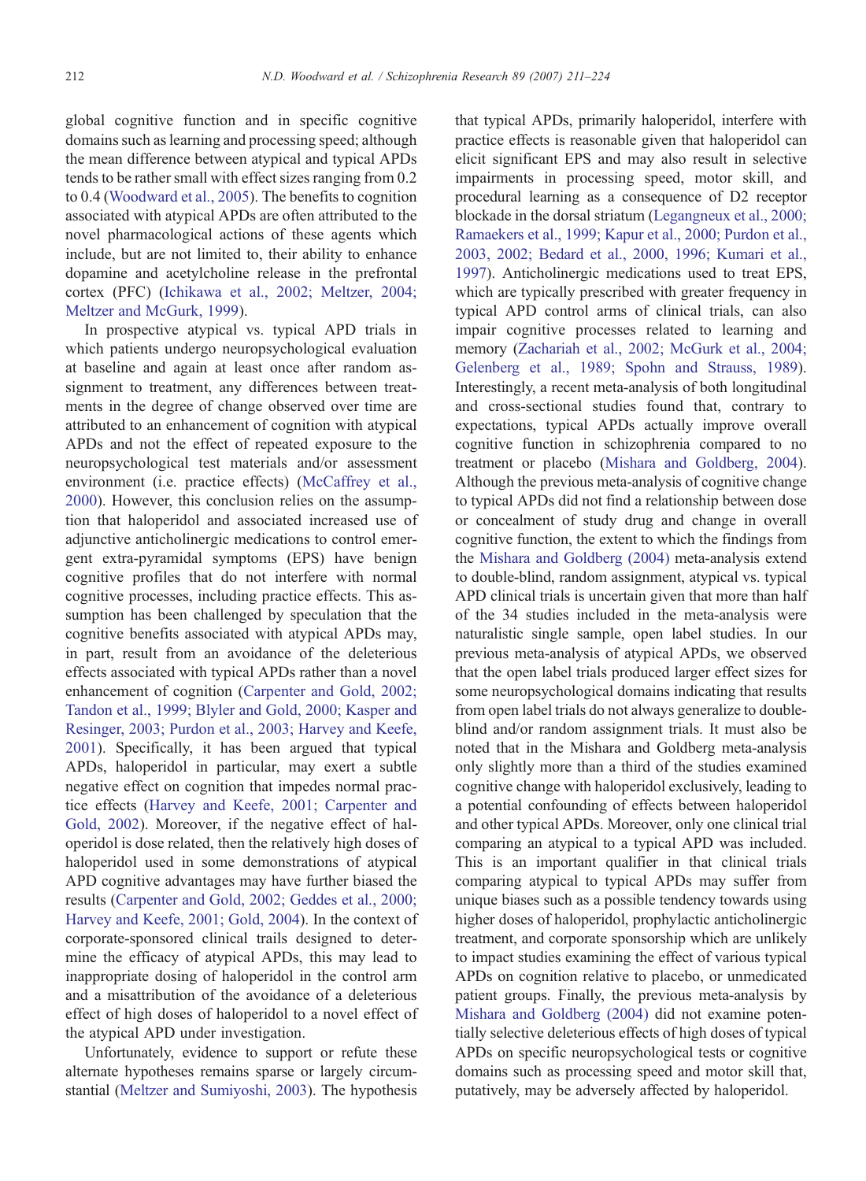global cognitive function and in specific cognitive domains such as learning and processing speed; although the mean difference between atypical and typical APDs tends to be rather small with effect sizes ranging from 0.2 to 0.4 (Woodward et al., 2005). The benefits to cognition associated with atypical APDs are often attributed to the novel pharmacological actions of these agents which include, but are not limited to, their ability to enhance dopamine and acetylcholine release in the prefrontal cortex (PFC) (Ichikawa et al., 2002; Meltzer, 2004; Meltzer and McGurk, 1999).

In prospective atypical vs. typical APD trials in which patients undergo neuropsychological evaluation at baseline and again at least once after random assignment to treatment, any differences between treatments in the degree of change observed over time are attributed to an enhancement of cognition with atypical APDs and not the effect of repeated exposure to the neuropsychological test materials and/or assessment environment (i.e. practice effects) (McCaffrey et al., 2000). However, this conclusion relies on the assumption that haloperidol and associated increased use of adjunctive anticholinergic medications to control emergent extra-pyramidal symptoms (EPS) have benign cognitive profiles that do not interfere with normal cognitive processes, including practice effects. This assumption has been challenged by speculation that the cognitive benefits associated with atypical APDs may, in part, result from an avoidance of the deleterious effects associated with typical APDs rather than a novel enhancement of cognition (Carpenter and Gold, 2002; Tandon et al., 1999; Blyler and Gold, 2000; Kasper and Resinger, 2003; Purdon et al., 2003; Harvey and Keefe, 2001). Specifically, it has been argued that typical APDs, haloperidol in particular, may exert a subtle negative effect on cognition that impedes normal practice effects (Harvey and Keefe, 2001; Carpenter and Gold, 2002). Moreover, if the negative effect of haloperidol is dose related, then the relatively high doses of haloperidol used in some demonstrations of atypical APD cognitive advantages may have further biased the results (Carpenter and Gold, 2002; Geddes et al., 2000; Harvey and Keefe, 2001; Gold, 2004). In the context of corporate-sponsored clinical trails designed to determine the efficacy of atypical APDs, this may lead to inappropriate dosing of haloperidol in the control arm and a misattribution of the avoidance of a deleterious effect of high doses of haloperidol to a novel effect of the atypical APD under investigation.

Unfortunately, evidence to support or refute these alternate hypotheses remains sparse or largely circumstantial (Meltzer and Sumiyoshi, 2003). The hypothesis that typical APDs, primarily haloperidol, interfere with practice effects is reasonable given that haloperidol can elicit significant EPS and may also result in selective impairments in processing speed, motor skill, and procedural learning as a consequence of D2 receptor blockade in the dorsal striatum (Legangneux et al., 2000; Ramaekers et al., 1999; Kapur et al., 2000; Purdon et al., 2003, 2002; Bedard et al., 2000, 1996; Kumari et al., 1997). Anticholinergic medications used to treat EPS, which are typically prescribed with greater frequency in typical APD control arms of clinical trials, can also impair cognitive processes related to learning and memory (Zachariah et al., 2002; McGurk et al., 2004; Gelenberg et al., 1989; Spohn and Strauss, 1989). Interestingly, a recent meta-analysis of both longitudinal and cross-sectional studies found that, contrary to expectations, typical APDs actually improve overall cognitive function in schizophrenia compared to no treatment or placebo (Mishara and Goldberg, 2004). Although the previous meta-analysis of cognitive change to typical APDs did not find a relationship between dose or concealment of study drug and change in overall cognitive function, the extent to which the findings from the Mishara and Goldberg (2004) meta-analysis extend to double-blind, random assignment, atypical vs. typical APD clinical trials is uncertain given that more than half of the 34 studies included in the meta-analysis were naturalistic single sample, open label studies. In our previous meta-analysis of atypical APDs, we observed that the open label trials produced larger effect sizes for some neuropsychological domains indicating that results from open label trials do not always generalize to double-blind and/or random assignment trials. It must also be noted that in the Mishara and Goldberg meta-analysis only slightly more than a third of the studies examined cognitive change with haloperidol exclusively, leading to a potential confounding of effects between haloperidol and other typical APDs. Moreover, only one clinical trial comparing an atypical to a typical APD was included. This is an important qualifier in that clinical trials comparing atypical to typical APDs may suffer from unique biases such as a possible tendency towards using higher doses of haloperidol, prophylactic anticholinergic treatment, and corporate sponsorship which are unlikely to impact studies examining the effect of various typical APDs on cognition relative to placebo, or unmedicated patient groups. Finally, the previous meta-analysis by Mishara and Goldberg (2004) did not examine potentially selective deleterious effects of high doses of typical APDs on specific neuropsychological tests or cognitive domains such as processing speed and motor skill that, putatively, may be adversely affected by haloperidol.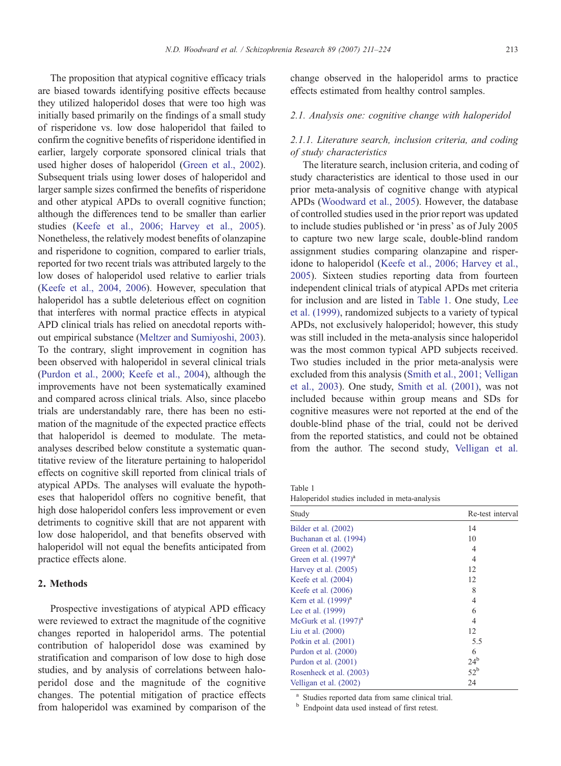The proposition that atypical cognitive efficacy trials are biased towards identifying positive effects because they utilized haloperidol doses that were too high was initially based primarily on the findings of a small study of risperidone vs. low dose haloperidol that failed to confirm the cognitive benefits of risperidone identified in earlier, largely corporate sponsored clinical trials that used higher doses of haloperidol (Green et al., 2002). Subsequent trials using lower doses of haloperidol and larger sample sizes confirmed the benefits of risperidone and other atypical APDs to overall cognitive function; although the differences tend to be smaller than earlier studies (Keefe et al., 2006; Harvey et al., 2005). Nonetheless, the relatively modest benefits of olanzapine and risperidone to cognition, compared to earlier trials, reported for two recent trials was attributed largely to the low doses of haloperidol used relative to earlier trials (Keefe et al., 2004, 2006). However, speculation that haloperidol has a subtle deleterious effect on cognition that interferes with normal practice effects in atypical APD clinical trials has relied on anecdotal reports without empirical substance (Meltzer and Sumiyoshi, 2003). To the contrary, slight improvement in cognition has been observed with haloperidol in several clinical trials (Purdon et al., 2000; Keefe et al., 2004), although the improvements have not been systematically examined and compared across clinical trials. Also, since placebo trials are understandably rare, there has been no estimation of the magnitude of the expected practice effects that haloperidol is deemed to modulate. The meta-analyses described below constitute a systematic quantitative review of the literature pertaining to haloperidol effects on cognitive skill reported from clinical trials of atypical APDs. The analyses will evaluate the hypotheses that haloperidol offers no cognitive benefit, that high dose haloperidol confers less improvement or even detriments to cognitive skill that are not apparent with low dose haloperidol, and that benefits observed with haloperidol will not equal the benefits anticipated from practice effects alone.

## 2. Methods

Prospective investigations of atypical APD efficacy were reviewed to extract the magnitude of the cognitive changes reported in haloperidol arms. The potential contribution of haloperidol dose was examined by stratification and comparison of low dose to high dose studies, and by analysis of correlations between haloperidol dose and the magnitude of the cognitive changes. The potential mitigation of practice effects from haloperidol was examined by comparison of the change observed in the haloperidol arms to practice effects estimated from healthy control samples.

### 2.1. Analysis one: cognitive change with haloperidol

#### 2.1.1. Literature search, inclusion criteria, and coding of study characteristics

The literature search, inclusion criteria, and coding of study characteristics are identical to those used in our prior meta-analysis of cognitive change with atypical APDs (Woodward et al., 2005). However, the database of controlled studies used in the prior report was updated to include studies published or 'in press' as of July 2005 to capture two new large scale, double-blind random assignment studies comparing olanzapine and risperidone to haloperidol (Keefe et al., 2006; Harvey et al., 2005). Sixteen studies reporting data from fourteen independent clinical trials of atypical APDs met criteria for inclusion and are listed in Table 1. One study, Lee et al. (1999), randomized subjects to a variety of typical APDs, not exclusively haloperidol; however, this study was still included in the meta-analysis since haloperidol was the most common typical APD subjects received. Two studies included in the prior meta-analysis were excluded from this analysis (Smith et al., 2001; Velligan et al., 2003). One study, Smith et al. (2001), was not included because within group means and SDs for cognitive measures were not reported at the end of the double-blind phase of the trial, could not be derived from the reported statistics, and could not be obtained from the author. The second study, Velligan et al.

Table 1
Haloperidol studies included in meta-analysis

| Study | Re-test interval |
|---|---|
| Bilder et al. (2002) | 14 |
| Buchanan et al. (1994) | 10 |
| Green et al. (2002) | 4 |
| Green et al. (1997)[a] | 4 |
| Harvey et al. (2005) | 12 |
| Keefe et al. (2004) | 12 |
| Keefe et al. (2006) | 8 |
| Kern et al. (1999)[a] | 4 |
| Lee et al. (1999) | 6 |
| McGurk et al. (1997)[a] | 4 |
| Liu et al. (2000) | 12 |
| Potkin et al. (2001) | 5.5 |
| Purdon et al. (2000) | 6 |
| Purdon et al. (2001) | 24[b] |
| Rosenheck et al. (2003) | 52[b] |
| Velligan et al. (2002) | 24 |

[a] Studies reported data from same clinical trial.
[b] Endpoint data used instead of first retest.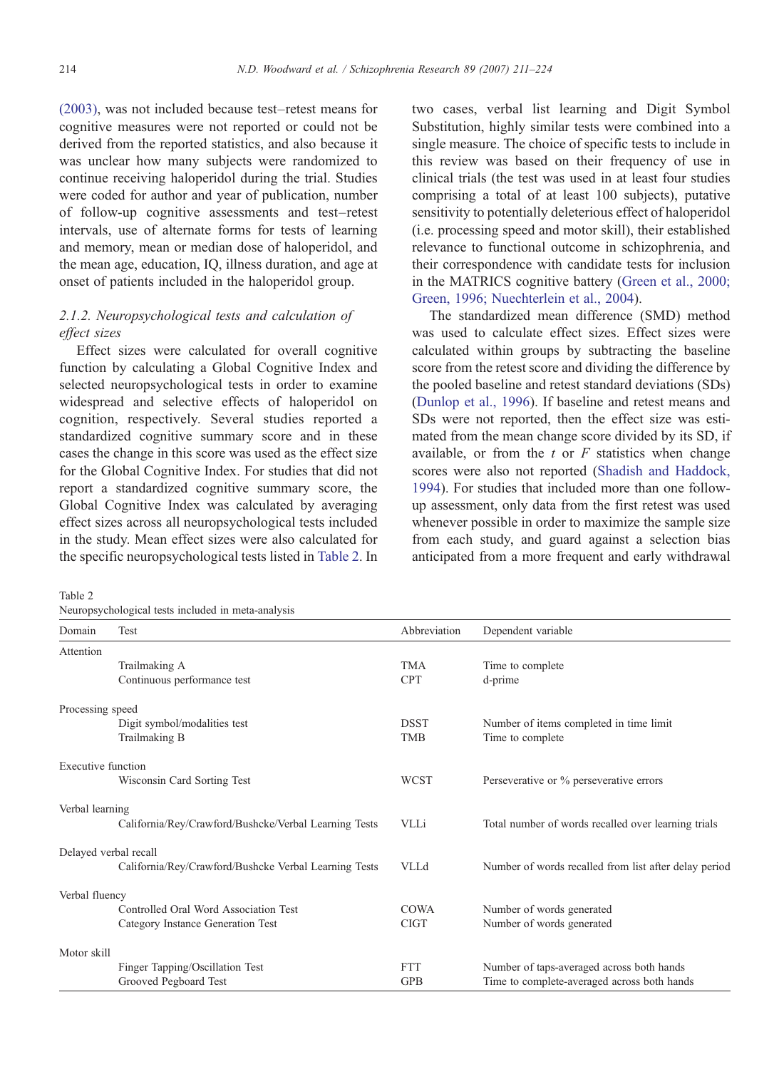(2003), was not included because test–retest means for cognitive measures were not reported or could not be derived from the reported statistics, and also because it was unclear how many subjects were randomized to continue receiving haloperidol during the trial. Studies were coded for author and year of publication, number of follow-up cognitive assessments and test–retest intervals, use of alternate forms for tests of learning and memory, mean or median dose of haloperidol, and the mean age, education, IQ, illness duration, and age at onset of patients included in the haloperidol group.

### 2.1.2. Neuropsychological tests and calculation of effect sizes

Effect sizes were calculated for overall cognitive function by calculating a Global Cognitive Index and selected neuropsychological tests in order to examine widespread and selective effects of haloperidol on cognition, respectively. Several studies reported a standardized cognitive summary score and in these cases the change in this score was used as the effect size for the Global Cognitive Index. For studies that did not report a standardized cognitive summary score, the Global Cognitive Index was calculated by averaging effect sizes across all neuropsychological tests included in the study. Mean effect sizes were also calculated for the specific neuropsychological tests listed in Table 2. In two cases, verbal list learning and Digit Symbol Substitution, highly similar tests were combined into a single measure. The choice of specific tests to include in this review was based on their frequency of use in clinical trials (the test was used in at least four studies comprising a total of at least 100 subjects), putative sensitivity to potentially deleterious effect of haloperidol (i.e. processing speed and motor skill), their established relevance to functional outcome in schizophrenia, and their correspondence with candidate tests for inclusion in the MATRICS cognitive battery (Green et al., 2000; Green, 1996; Nuechterlein et al., 2004).

The standardized mean difference (SMD) method was used to calculate effect sizes. Effect sizes were calculated within groups by subtracting the baseline score from the retest score and dividing the difference by the pooled baseline and retest standard deviations (SDs) (Dunlop et al., 1996). If baseline and retest means and SDs were not reported, then the effect size was estimated from the mean change score divided by its SD, if available, or from the $t$ or $F$ statistics when change scores were also not reported (Shadish and Haddock, 1994). For studies that included more than one follow-up assessment, only data from the first retest was used whenever possible in order to maximize the sample size from each study, and guard against a selection bias anticipated from a more frequent and early withdrawal

Table 2
Neuropsychological tests included in meta-analysis

| Domain | Test | Abbreviation | Dependent variable |
|---|---|---|---|
| Attention | | | |
| | Trailmaking A | TMA | Time to complete |
| | Continuous performance test | CPT | d-prime |
| Processing speed | | | |
| | Digit symbol/modalities test | DSST | Number of items completed in time limit |
| | Trailmaking B | TMB | Time to complete |
| Executive function | | | |
| | Wisconsin Card Sorting Test | WCST | Perseverative or % perseverative errors |
| Verbal learning | | | |
| | California/Rey/Crawford/Bushcke/Verbal Learning Tests | VLLi | Total number of words recalled over learning trials |
| Delayed verbal recall | | | |
| | California/Rey/Crawford/Bushcke Verbal Learning Tests | VLLd | Number of words recalled from list after delay period |
| Verbal fluency | | | |
| | Controlled Oral Word Association Test | COWA | Number of words generated |
| | Category Instance Generation Test | CIGT | Number of words generated |
| Motor skill | | | |
| | Finger Tapping/Oscillation Test | FTT | Number of taps-averaged across both hands |
| | Grooved Pegboard Test | GPB | Time to complete-averaged across both hands |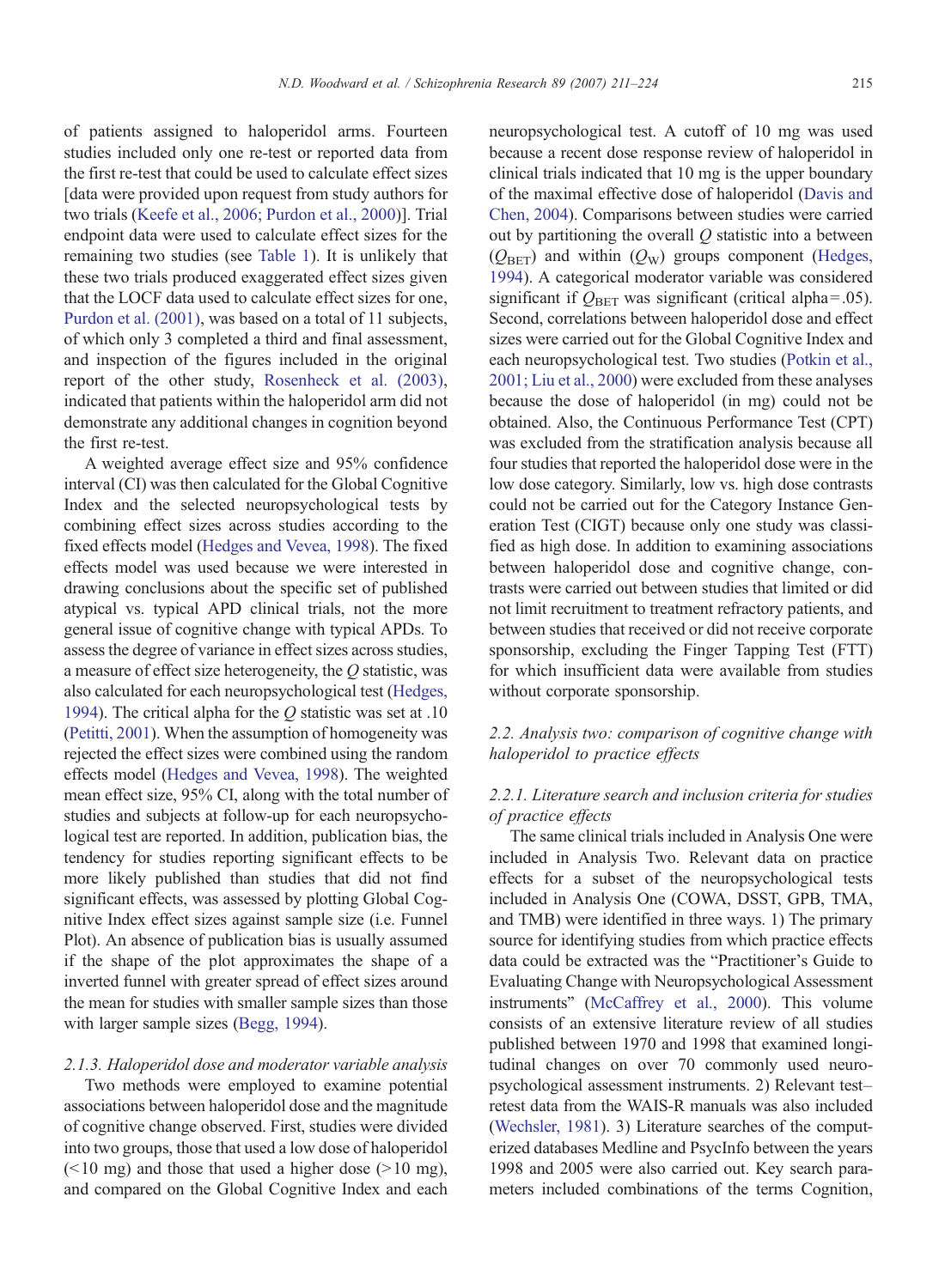of patients assigned to haloperidol arms. Fourteen studies included only one re-test or reported data from the first re-test that could be used to calculate effect sizes [data were provided upon request from study authors for two trials (Keefe et al., 2006; Purdon et al., 2000)]. Trial endpoint data were used to calculate effect sizes for the remaining two studies (see Table 1). It is unlikely that these two trials produced exaggerated effect sizes given that the LOCF data used to calculate effect sizes for one, Purdon et al. (2001), was based on a total of 11 subjects, of which only 3 completed a third and final assessment, and inspection of the figures included in the original report of the other study, Rosenheck et al. (2003), indicated that patients within the haloperidol arm did not demonstrate any additional changes in cognition beyond the first re-test.

A weighted average effect size and 95% confidence interval (CI) was then calculated for the Global Cognitive Index and the selected neuropsychological tests by combining effect sizes across studies according to the fixed effects model (Hedges and Vevea, 1998). The fixed effects model was used because we were interested in drawing conclusions about the specific set of published atypical vs. typical APD clinical trials, not the more general issue of cognitive change with typical APDs. To assess the degree of variance in effect sizes across studies, a measure of effect size heterogeneity, the $Q$ statistic, was also calculated for each neuropsychological test (Hedges, 1994). The critical alpha for the $Q$ statistic was set at .10 (Petitti, 2001). When the assumption of homogeneity was rejected the effect sizes were combined using the random effects model (Hedges and Vevea, 1998). The weighted mean effect size, 95% CI, along with the total number of studies and subjects at follow-up for each neuropsychological test are reported. In addition, publication bias, the tendency for studies reporting significant effects to be more likely published than studies that did not find significant effects, was assessed by plotting Global Cognitive Index effect sizes against sample size (i.e. Funnel Plot). An absence of publication bias is usually assumed if the shape of the plot approximates the shape of a inverted funnel with greater spread of effect sizes around the mean for studies with smaller sample sizes than those with larger sample sizes (Begg, 1994).

### 2.1.3. Haloperidol dose and moderator variable analysis

Two methods were employed to examine potential associations between haloperidol dose and the magnitude of cognitive change observed. First, studies were divided into two groups, those that used a low dose of haloperidol (<10 mg) and those that used a higher dose (>10 mg), and compared on the Global Cognitive Index and each neuropsychological test. A cutoff of 10 mg was used because a recent dose response review of haloperidol in clinical trials indicated that 10 mg is the upper boundary of the maximal effective dose of haloperidol (Davis and Chen, 2004). Comparisons between studies were carried out by partitioning the overall $Q$ statistic into a between ($Q_{\mathrm{BET}}$) and within ($Q_{\mathrm{W}}$) groups component (Hedges, 1994). A categorical moderator variable was considered significant if $Q_{\mathrm{BET}}$ was significant (critical alpha = .05). Second, correlations between haloperidol dose and effect sizes were carried out for the Global Cognitive Index and each neuropsychological test. Two studies (Potkin et al., 2001; Liu et al., 2000) were excluded from these analyses because the dose of haloperidol (in mg) could not be obtained. Also, the Continuous Performance Test (CPT) was excluded from the stratification analysis because all four studies that reported the haloperidol dose were in the low dose category. Similarly, low vs. high dose contrasts could not be carried out for the Category Instance Generation Test (CIGT) because only one study was classified as high dose. In addition to examining associations between haloperidol dose and cognitive change, contrasts were carried out between studies that limited or did not limit recruitment to treatment refractory patients, and between studies that received or did not receive corporate sponsorship, excluding the Finger Tapping Test (FTT) for which insufficient data were available from studies without corporate sponsorship.

## 2.2. Analysis two: comparison of cognitive change with haloperidol to practice effects

### 2.2.1. Literature search and inclusion criteria for studies of practice effects

The same clinical trials included in Analysis One were included in Analysis Two. Relevant data on practice effects for a subset of the neuropsychological tests included in Analysis One (COWA, DSST, GPB, TMA, and TMB) were identified in three ways. 1) The primary source for identifying studies from which practice effects data could be extracted was the "Practitioner's Guide to Evaluating Change with Neuropsychological Assessment instruments" (McCaffrey et al., 2000). This volume consists of an extensive literature review of all studies published between 1970 and 1998 that examined longitudinal changes on over 70 commonly used neuropsychological assessment instruments. 2) Relevant test–retest data from the WAIS-R manuals was also included (Wechsler, 1981). 3) Literature searches of the computerized databases Medline and PsycInfo between the years 1998 and 2005 were also carried out. Key search parameters included combinations of the terms Cognition,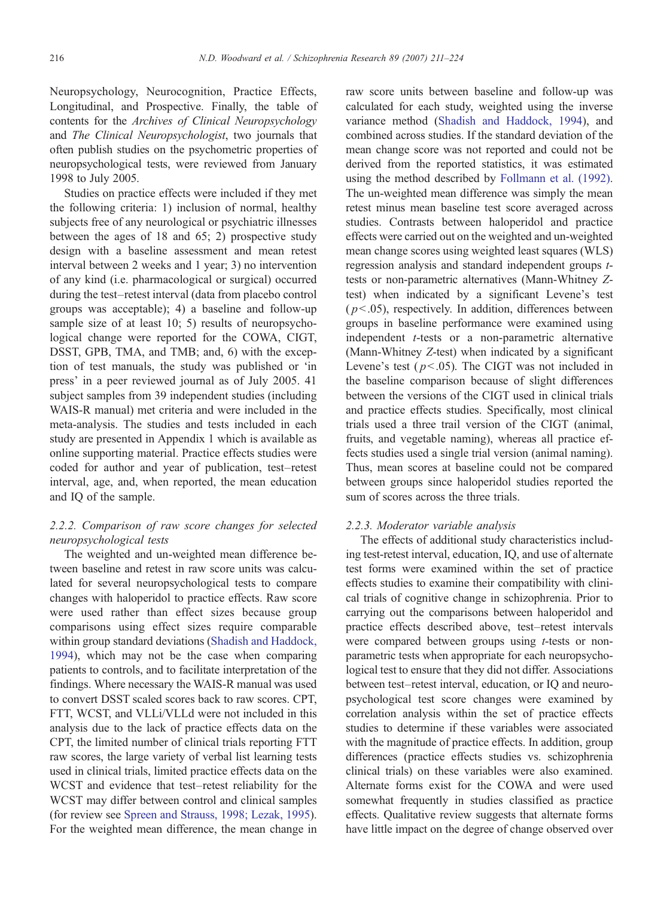Neuropsychology, Neurocognition, Practice Effects, Longitudinal, and Prospective. Finally, the table of contents for the *Archives of Clinical Neuropsychology* and *The Clinical Neuropsychologist*, two journals that often publish studies on the psychometric properties of neuropsychological tests, were reviewed from January 1998 to July 2005.

Studies on practice effects were included if they met the following criteria: 1) inclusion of normal, healthy subjects free of any neurological or psychiatric illnesses between the ages of 18 and 65; 2) prospective study design with a baseline assessment and mean retest interval between 2 weeks and 1 year; 3) no intervention of any kind (i.e. pharmacological or surgical) occurred during the test–retest interval (data from placebo control groups was acceptable); 4) a baseline and follow-up sample size of at least 10; 5) results of neuropsychological change were reported for the COWA, CIGT, DSST, GPB, TMA, and TMB; and, 6) with the exception of test manuals, the study was published or 'in press' in a peer reviewed journal as of July 2005. 41 subject samples from 39 independent studies (including WAIS-R manual) met criteria and were included in the meta-analysis. The studies and tests included in each study are presented in Appendix 1 which is available as online supporting material. Practice effects studies were coded for author and year of publication, test–retest interval, age, and, when reported, the mean education and IQ of the sample.

### 2.2.2. Comparison of raw score changes for selected neuropsychological tests

The weighted and un-weighted mean difference between baseline and retest in raw score units was calculated for several neuropsychological tests to compare changes with haloperidol to practice effects. Raw score were used rather than effect sizes because group comparisons using effect sizes require comparable within group standard deviations (Shadish and Haddock, 1994), which may not be the case when comparing patients to controls, and to facilitate interpretation of the findings. Where necessary the WAIS-R manual was used to convert DSST scaled scores back to raw scores. CPT, FTT, WCST, and VLLi/VLLd were not included in this analysis due to the lack of practice effects data on the CPT, the limited number of clinical trials reporting FTT raw scores, the large variety of verbal list learning tests used in clinical trials, limited practice effects data on the WCST and evidence that test–retest reliability for the WCST may differ between control and clinical samples (for review see Spreen and Strauss, 1998; Lezak, 1995). For the weighted mean difference, the mean change in raw score units between baseline and follow-up was calculated for each study, weighted using the inverse variance method (Shadish and Haddock, 1994), and combined across studies. If the standard deviation of the mean change score was not reported and could not be derived from the reported statistics, it was estimated using the method described by Follmann et al. (1992). The un-weighted mean difference was simply the mean retest minus mean baseline test score averaged across studies. Contrasts between haloperidol and practice effects were carried out on the weighted and un-weighted mean change scores using weighted least squares (WLS) regression analysis and standard independent groups *t*-tests or non-parametric alternatives (Mann-Whitney *Z*-test) when indicated by a significant Levene's test ($p<.05$), respectively. In addition, differences between groups in baseline performance were examined using independent *t*-tests or a non-parametric alternative (Mann-Whitney *Z*-test) when indicated by a significant Levene's test ($p<.05$). The CIGT was not included in the baseline comparison because of slight differences between the versions of the CIGT used in clinical trials and practice effects studies. Specifically, most clinical trials used a three trail version of the CIGT (animal, fruits, and vegetable naming), whereas all practice effects studies used a single trial version (animal naming). Thus, mean scores at baseline could not be compared between groups since haloperidol studies reported the sum of scores across the three trials.

### 2.2.3. Moderator variable analysis

The effects of additional study characteristics including test-retest interval, education, IQ, and use of alternate test forms were examined within the set of practice effects studies to examine their compatibility with clinical trials of cognitive change in schizophrenia. Prior to carrying out the comparisons between haloperidol and practice effects described above, test–retest intervals were compared between groups using *t*-tests or non-parametric tests when appropriate for each neuropsychological test to ensure that they did not differ. Associations between test–retest interval, education, or IQ and neuropsychological test score changes were examined by correlation analysis within the set of practice effects studies to determine if these variables were associated with the magnitude of practice effects. In addition, group differences (practice effects studies vs. schizophrenia clinical trials) on these variables were also examined. Alternate forms exist for the COWA and were used somewhat frequently in studies classified as practice effects. Qualitative review suggests that alternate forms have little impact on the degree of change observed over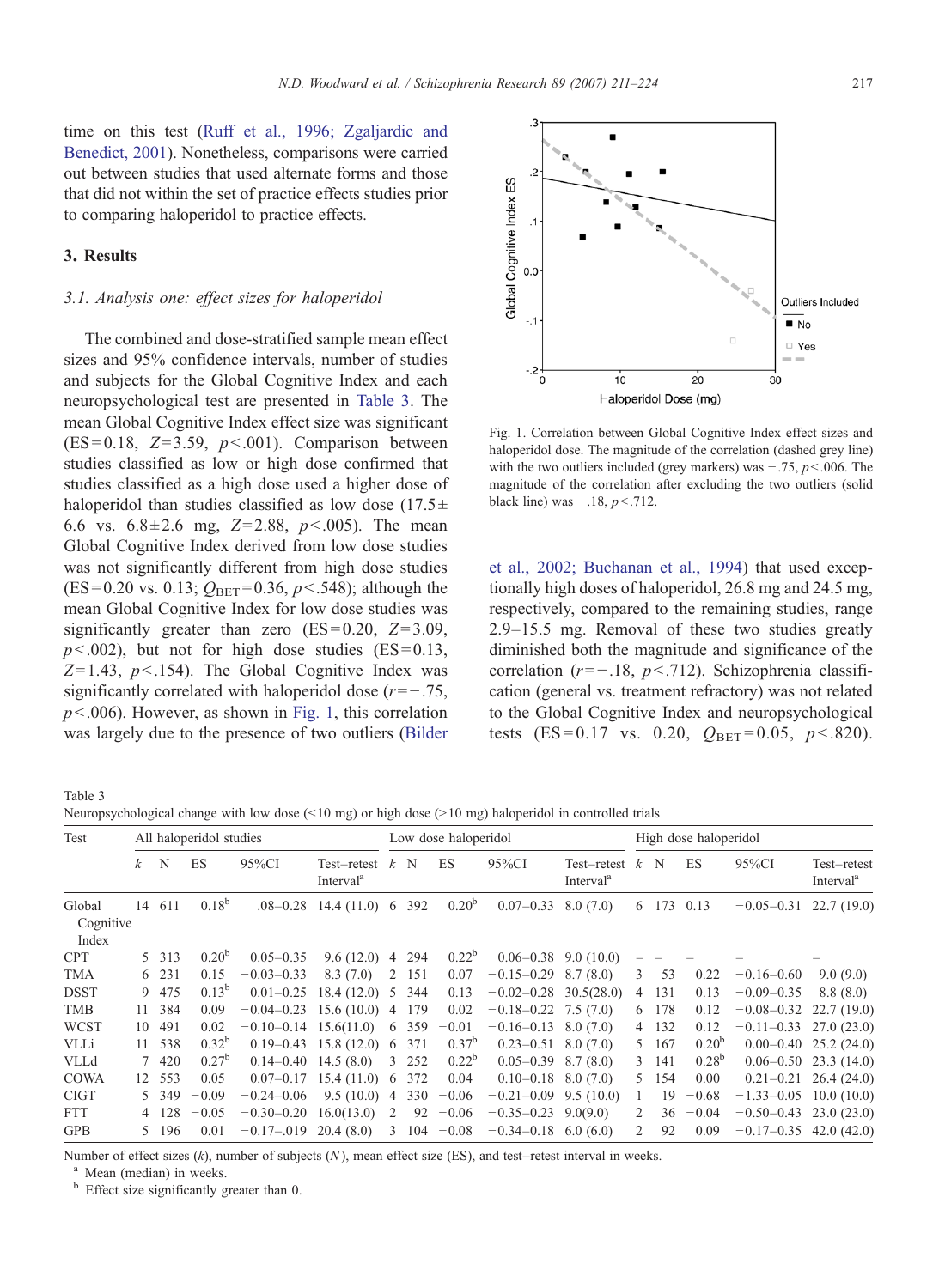time on this test (Ruff et al., 1996; Zgaljardic and Benedict, 2001). Nonetheless, comparisons were carried out between studies that used alternate forms and those that did not within the set of practice effects studies prior to comparing haloperidol to practice effects.

## 3. Results

### 3.1. Analysis one: effect sizes for haloperidol

The combined and dose-stratified sample mean effect sizes and 95% confidence intervals, number of studies and subjects for the Global Cognitive Index and each neuropsychological test are presented in Table 3. The mean Global Cognitive Index effect size was significant (ES=0.18, $Z$=3.59, $p$<.001). Comparison between studies classified as low or high dose confirmed that studies classified as a high dose used a higher dose of haloperidol than studies classified as low dose (17.5±6.6 vs. 6.8±2.6 mg, $Z$=2.88, $p$<.005). The mean Global Cognitive Index derived from low dose studies was not significantly different from high dose studies (ES=0.20 vs. 0.13; $Q_{BET}$=0.36, $p$<.548); although the mean Global Cognitive Index for low dose studies was significantly greater than zero (ES=0.20, $Z$=3.09, $p$<.002), but not for high dose studies (ES=0.13, $Z$=1.43, $p$<.154). The Global Cognitive Index was significantly correlated with haloperidol dose ($r$=−.75, $p$<.006). However, as shown in Fig. 1, this correlation was largely due to the presence of two outliers (Bilder et al., 2002; Buchanan et al., 1994) that used exceptionally high doses of haloperidol, 26.8 mg and 24.5 mg, respectively, compared to the remaining studies, range 2.9–15.5 mg. Removal of these two studies greatly diminished both the magnitude and significance of the correlation ($r$=−.18, $p$<.712). Schizophrenia classification (general vs. treatment refractory) was not related to the Global Cognitive Index and neuropsychological tests (ES=0.17 vs. 0.20, $Q_{BET}$=0.05, $p$<.820).

Fig. 1. Correlation between Global Cognitive Index effect sizes and haloperidol dose. The magnitude of the correlation (dashed grey line) with the two outliers included (grey markers) was −.75, $p$<.006. The magnitude of the correlation after excluding the two outliers (solid black line) was −.18, $p$<.712.

Table 3
Neuropsychological change with low dose (<10 mg) or high dose (>10 mg) haloperidol in controlled trials

| Test | All haloperidol studies | | | | | Low dose haloperidol | | | | | High dose haloperidol | | | | |
|---|---|---|---|---|---|---|---|---|---|---|---|---|---|---|---|
| | $k$ | N | ES | 95%CI | Test–retest Interval[a] | $k$ | N | ES | 95%CI | Test–retest Interval[a] | $k$ | N | ES | 95%CI | Test–retest Interval[a] |
| Global Cognitive Index | 14 | 611 | 0.18[b] | .08–0.28 | 14.4 (11.0) | 6 | 392 | 0.20[b] | 0.07–0.33 | 8.0 (7.0) | 6 | 173 | 0.13 | −0.05–0.31 | 22.7 (19.0) |
| CPT | 5 | 313 | 0.20[b] | 0.05–0.35 | 9.6 (12.0) | 4 | 294 | 0.22[b] | 0.06–0.38 | 9.0 (10.0) | – | – | – | – | – |
| TMA | 6 | 231 | 0.15 | −0.03–0.33 | 8.3 (7.0) | 2 | 151 | 0.07 | −0.15–0.29 | 8.7 (8.0) | 3 | 53 | 0.22 | −0.16–0.60 | 9.0 (9.0) |
| DSST | 9 | 475 | 0.13[b] | 0.01–0.25 | 18.4 (12.0) | 5 | 344 | 0.13 | −0.02–0.28 | 30.5(28.0) | 4 | 131 | 0.13 | −0.09–0.35 | 8.8 (8.0) |
| TMB | 11 | 384 | 0.09 | −0.04–0.23 | 15.6 (10.0) | 4 | 179 | 0.02 | −0.18–0.22 | 7.5 (7.0) | 6 | 178 | 0.12 | −0.08–0.32 | 22.7 (19.0) |
| WCST | 10 | 491 | 0.02 | −0.10–0.14 | 15.6(11.0) | 6 | 359 | −0.01 | −0.16–0.13 | 8.0 (7.0) | 4 | 132 | 0.12 | −0.11–0.33 | 27.0 (23.0) |
| VLLi | 11 | 538 | 0.32[b] | 0.19–0.43 | 15.8 (12.0) | 6 | 371 | 0.37[b] | 0.23–0.51 | 8.0 (7.0) | 5 | 167 | 0.20[b] | 0.00–0.40 | 25.2 (24.0) |
| VLLd | 7 | 420 | 0.27[b] | 0.14–0.40 | 14.5 (8.0) | 3 | 252 | 0.22[b] | 0.05–0.39 | 8.7 (8.0) | 3 | 141 | 0.28[b] | 0.06–0.50 | 23.3 (14.0) |
| COWA | 12 | 553 | 0.05 | −0.07–0.17 | 15.4 (11.0) | 6 | 372 | 0.04 | −0.10–0.18 | 8.0 (7.0) | 5 | 154 | 0.00 | −0.21–0.21 | 26.4 (24.0) |
| CIGT | 5 | 349 | −0.09 | −0.24–0.06 | 9.5 (10.0) | 4 | 330 | −0.06 | −0.21–0.09 | 9.5 (10.0) | 1 | 19 | −0.68 | −1.33–0.05 | 10.0 (10.0) |
| FTT | 4 | 128 | −0.05 | −0.30–0.20 | 16.0(13.0) | 2 | 92 | −0.06 | −0.35–0.23 | 9.0(9.0) | 2 | 36 | −0.04 | −0.50–0.43 | 23.0 (23.0) |
| GPB | 5 | 196 | 0.01 | −0.17–.019 | 20.4 (8.0) | 3 | 104 | −0.08 | −0.34–0.18 | 6.0 (6.0) | 2 | 92 | 0.09 | −0.17–0.35 | 42.0 (42.0) |

Number of effect sizes ($k$), number of subjects ($N$), mean effect size (ES), and test–retest interval in weeks.
[a] Mean (median) in weeks.
[b] Effect size significantly greater than 0.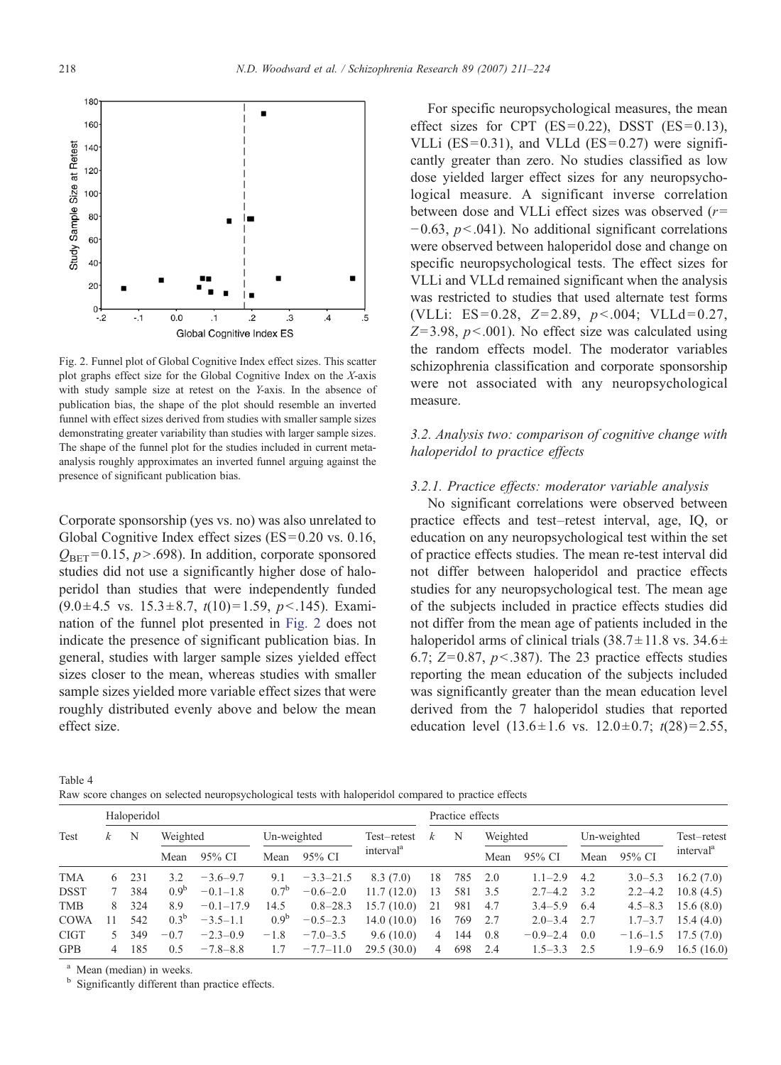Fig. 2. Funnel plot of Global Cognitive Index effect sizes. This scatter plot graphs effect size for the Global Cognitive Index on the *X*-axis with study sample size at retest on the *Y*-axis. In the absence of publication bias, the shape of the plot should resemble an inverted funnel with effect sizes derived from studies with smaller sample sizes demonstrating greater variability than studies with larger sample sizes. The shape of the funnel plot for the studies included in current meta-analysis roughly approximates an inverted funnel arguing against the presence of significant publication bias.

Corporate sponsorship (yes vs. no) was also unrelated to Global Cognitive Index effect sizes (ES = 0.20 vs. 0.16, $Q_{BET} = 0.15$, $p > .698$). In addition, corporate sponsored studies did not use a significantly higher dose of haloperidol than studies that were independently funded ($9.0 \pm 4.5$ vs. $15.3 \pm 8.7$, $t(10) = 1.59$, $p < .145$). Examination of the funnel plot presented in Fig. 2 does not indicate the presence of significant publication bias. In general, studies with larger sample sizes yielded effect sizes closer to the mean, whereas studies with smaller sample sizes yielded more variable effect sizes that were roughly distributed evenly above and below the mean effect size.

For specific neuropsychological measures, the mean effect sizes for CPT (ES = 0.22), DSST (ES = 0.13), VLLi (ES = 0.31), and VLLd (ES = 0.27) were significantly greater than zero. No studies classified as low dose yielded larger effect sizes for any neuropsychological measure. A significant inverse correlation between dose and VLLi effect sizes was observed ($r = -0.63$, $p < .041$). No additional significant correlations were observed between haloperidol dose and change on specific neuropsychological tests. The effect sizes for VLLi and VLLd remained significant when the analysis was restricted to studies that used alternate test forms (VLLi: ES = 0.28, $Z = 2.89$, $p < .004$; VLLd = 0.27, $Z = 3.98$, $p < .001$). No effect size was calculated using the random effects model. The moderator variables schizophrenia classification and corporate sponsorship were not associated with any neuropsychological measure.

### 3.2. Analysis two: comparison of cognitive change with haloperidol to practice effects

#### 3.2.1. Practice effects: moderator variable analysis

No significant correlations were observed between practice effects and test–retest interval, age, IQ, or education on any neuropsychological test within the set of practice effects studies. The mean re-test interval did not differ between haloperidol and practice effects studies for any neuropsychological test. The mean age of the subjects included in practice effects studies did not differ from the mean age of patients included in the haloperidol arms of clinical trials ($38.7 \pm 11.8$ vs. $34.6 \pm 6.7$; $Z = 0.87$, $p < .387$). The 23 practice effects studies reporting the mean education of the subjects included was significantly greater than the mean education level derived from the 7 haloperidol studies that reported education level ($13.6 \pm 1.6$ vs. $12.0 \pm 0.7$; $t(28) = 2.55$,

Table 4
Raw score changes on selected neuropsychological tests with haloperidol compared to practice effects

| Test | Haloperidol | | | | | | | Practice effects | | | | | | |
|---|---|---|---|---|---|---|---|---|---|---|---|---|---|---|
| | *k* | N | Weighted | | Un-weighted | | Test–retest interval[a] | *k* | N | Weighted | | Un-weighted | | Test–retest interval[a] |
| | | | Mean | 95% CI | Mean | 95% CI | | | | Mean | 95% CI | Mean | 95% CI | |
| TMA | 6 | 231 | 3.2 | −3.6–9.7 | 9.1 | −3.3–21.5 | 8.3 (7.0) | 18 | 785 | 2.0 | 1.1–2.9 | 4.2 | 3.0–5.3 | 16.2 (7.0) |
| DSST | 7 | 384 | 0.9[b] | −0.1–1.8 | 0.7[b] | −0.6–2.0 | 11.7 (12.0) | 13 | 581 | 3.5 | 2.7–4.2 | 3.2 | 2.2–4.2 | 10.8 (4.5) |
| TMB | 8 | 324 | 8.9 | −0.1–17.9 | 14.5 | 0.8–28.3 | 15.7 (10.0) | 21 | 981 | 4.7 | 3.4–5.9 | 6.4 | 4.5–8.3 | 15.6 (8.0) |
| COWA | 11 | 542 | 0.3[b] | −3.5–1.1 | 0.9[b] | −0.5–2.3 | 14.0 (10.0) | 16 | 769 | 2.7 | 2.0–3.4 | 2.7 | 1.7–3.7 | 15.4 (4.0) |
| CIGT | 5 | 349 | −0.7 | −2.3–0.9 | −1.8 | −7.0–3.5 | 9.6 (10.0) | 4 | 144 | 0.8 | −0.9–2.4 | 0.0 | −1.6–1.5 | 17.5 (7.0) |
| GPB | 4 | 185 | 0.5 | −7.8–8.8 | 1.7 | −7.7–11.0 | 29.5 (30.0) | 4 | 698 | 2.4 | 1.5–3.3 | 2.5 | 1.9–6.9 | 16.5 (16.0) |

[a] Mean (median) in weeks.
[b] Significantly different than practice effects.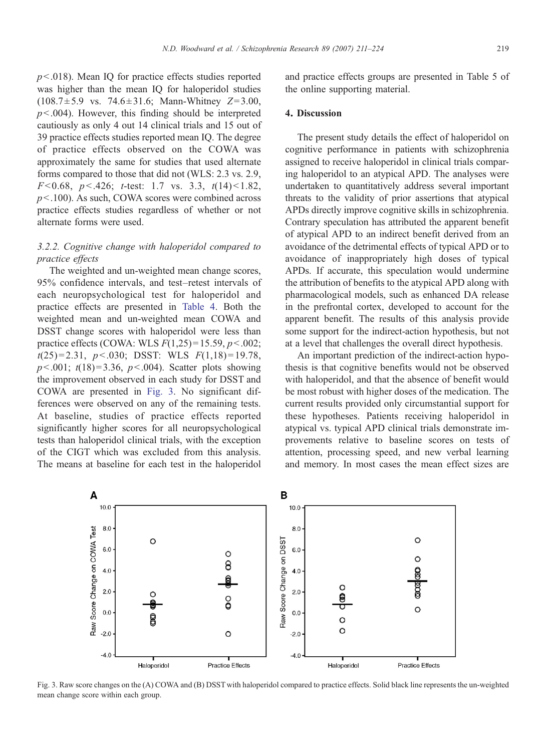$p < .018$). Mean IQ for practice effects studies reported was higher than the mean IQ for haloperidol studies ($108.7 \pm 5.9$ vs. $74.6 \pm 31.6$; Mann-Whitney $Z = 3.00$, $p < .004$). However, this finding should be interpreted cautiously as only 4 out 14 clinical trials and 15 out of 39 practice effects studies reported mean IQ. The degree of practice effects observed on the COWA was approximately the same for studies that used alternate forms compared to those that did not (WLS: 2.3 vs. 2.9, $F < 0.68$, $p < .426$; $t$-test: 1.7 vs. 3.3, $t(14) < 1.82$, $p < .100$). As such, COWA scores were combined across practice effects studies regardless of whether or not alternate forms were used.

### 3.2.2. Cognitive change with haloperidol compared to practice effects

The weighted and un-weighted mean change scores, 95% confidence intervals, and test–retest intervals of each neuropsychological test for haloperidol and practice effects are presented in Table 4. Both the weighted mean and un-weighted mean COWA and DSST change scores with haloperidol were less than practice effects (COWA: WLS $F(1,25) = 15.59$, $p < .002$; $t(25) = 2.31$, $p < .030$; DSST: WLS $F(1,18) = 19.78$, $p < .001$; $t(18) = 3.36$, $p < .004$). Scatter plots showing the improvement observed in each study for DSST and COWA are presented in Fig. 3. No significant differences were observed on any of the remaining tests. At baseline, studies of practice effects reported significantly higher scores for all neuropsychological tests than haloperidol clinical trials, with the exception of the CIGT which was excluded from this analysis. The means at baseline for each test in the haloperidol and practice effects groups are presented in Table 5 of the online supporting material.

## 4. Discussion

The present study details the effect of haloperidol on cognitive performance in patients with schizophrenia assigned to receive haloperidol in clinical trials comparing haloperidol to an atypical APD. The analyses were undertaken to quantitatively address several important threats to the validity of prior assertions that atypical APDs directly improve cognitive skills in schizophrenia. Contrary speculation has attributed the apparent benefit of atypical APD to an indirect benefit derived from an avoidance of the detrimental effects of typical APD or to avoidance of inappropriately high doses of typical APDs. If accurate, this speculation would undermine the attribution of benefits to the atypical APD along with pharmacological models, such as enhanced DA release in the prefrontal cortex, developed to account for the apparent benefit. The results of this analysis provide some support for the indirect-action hypothesis, but not at a level that challenges the overall direct hypothesis.

An important prediction of the indirect-action hypothesis is that cognitive benefits would not be observed with haloperidol, and that the absence of benefit would be most robust with higher doses of the medication. The current results provided only circumstantial support for these hypotheses. Patients receiving haloperidol in atypical vs. typical APD clinical trials demonstrate improvements relative to baseline scores on tests of attention, processing speed, and new verbal learning and memory. In most cases the mean effect sizes are

Fig. 3. Raw score changes on the (A) COWA and (B) DSST with haloperidol compared to practice effects. Solid black line represents the un-weighted mean change score within each group.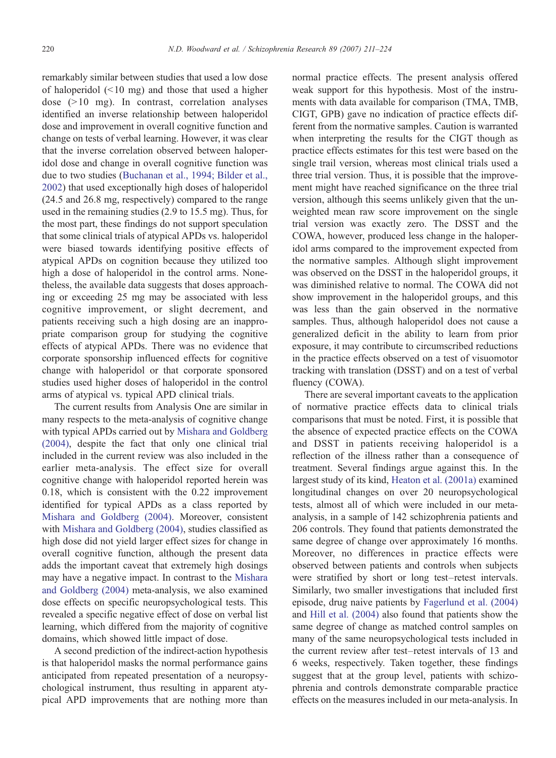remarkably similar between studies that used a low dose of haloperidol (<10 mg) and those that used a higher dose (>10 mg). In contrast, correlation analyses identified an inverse relationship between haloperidol dose and improvement in overall cognitive function and change on tests of verbal learning. However, it was clear that the inverse correlation observed between haloperidol dose and change in overall cognitive function was due to two studies (Buchanan et al., 1994; Bilder et al., 2002) that used exceptionally high doses of haloperidol (24.5 and 26.8 mg, respectively) compared to the range used in the remaining studies (2.9 to 15.5 mg). Thus, for the most part, these findings do not support speculation that some clinical trials of atypical APDs vs. haloperidol were biased towards identifying positive effects of atypical APDs on cognition because they utilized too high a dose of haloperidol in the control arms. Nonetheless, the available data suggests that doses approaching or exceeding 25 mg may be associated with less cognitive improvement, or slight decrement, and patients receiving such a high dosing are an inappropriate comparison group for studying the cognitive effects of atypical APDs. There was no evidence that corporate sponsorship influenced effects for cognitive change with haloperidol or that corporate sponsored studies used higher doses of haloperidol in the control arms of atypical vs. typical APD clinical trials.

The current results from Analysis One are similar in many respects to the meta-analysis of cognitive change with typical APDs carried out by Mishara and Goldberg (2004), despite the fact that only one clinical trial included in the current review was also included in the earlier meta-analysis. The effect size for overall cognitive change with haloperidol reported herein was 0.18, which is consistent with the 0.22 improvement identified for typical APDs as a class reported by Mishara and Goldberg (2004). Moreover, consistent with Mishara and Goldberg (2004), studies classified as high dose did not yield larger effect sizes for change in overall cognitive function, although the present data adds the important caveat that extremely high dosings may have a negative impact. In contrast to the Mishara and Goldberg (2004) meta-analysis, we also examined dose effects on specific neuropsychological tests. This revealed a specific negative effect of dose on verbal list learning, which differed from the majority of cognitive domains, which showed little impact of dose.

A second prediction of the indirect-action hypothesis is that haloperidol masks the normal performance gains anticipated from repeated presentation of a neuropsychological instrument, thus resulting in apparent atypical APD improvements that are nothing more than normal practice effects. The present analysis offered weak support for this hypothesis. Most of the instruments with data available for comparison (TMA, TMB, CIGT, GPB) gave no indication of practice effects different from the normative samples. Caution is warranted when interpreting the results for the CIGT though as practice effects estimates for this test were based on the single trail version, whereas most clinical trials used a three trial version. Thus, it is possible that the improvement might have reached significance on the three trial version, although this seems unlikely given that the unweighted mean raw score improvement on the single trial version was exactly zero. The DSST and the COWA, however, produced less change in the haloperidol arms compared to the improvement expected from the normative samples. Although slight improvement was observed on the DSST in the haloperidol groups, it was diminished relative to normal. The COWA did not show improvement in the haloperidol groups, and this was less than the gain observed in the normative samples. Thus, although haloperidol does not cause a generalized deficit in the ability to learn from prior exposure, it may contribute to circumscribed reductions in the practice effects observed on a test of visuomotor tracking with translation (DSST) and on a test of verbal fluency (COWA).

There are several important caveats to the application of normative practice effects data to clinical trials comparisons that must be noted. First, it is possible that the absence of expected practice effects on the COWA and DSST in patients receiving haloperidol is a reflection of the illness rather than a consequence of treatment. Several findings argue against this. In the largest study of its kind, Heaton et al. (2001a) examined longitudinal changes on over 20 neuropsychological tests, almost all of which were included in our meta-analysis, in a sample of 142 schizophrenia patients and 206 controls. They found that patients demonstrated the same degree of change over approximately 16 months. Moreover, no differences in practice effects were observed between patients and controls when subjects were stratified by short or long test–retest intervals. Similarly, two smaller investigations that included first episode, drug naive patients by Fagerlund et al. (2004) and Hill et al. (2004) also found that patients show the same degree of change as matched control samples on many of the same neuropsychological tests included in the current review after test–retest intervals of 13 and 6 weeks, respectively. Taken together, these findings suggest that at the group level, patients with schizophrenia and controls demonstrate comparable practice effects on the measures included in our meta-analysis. In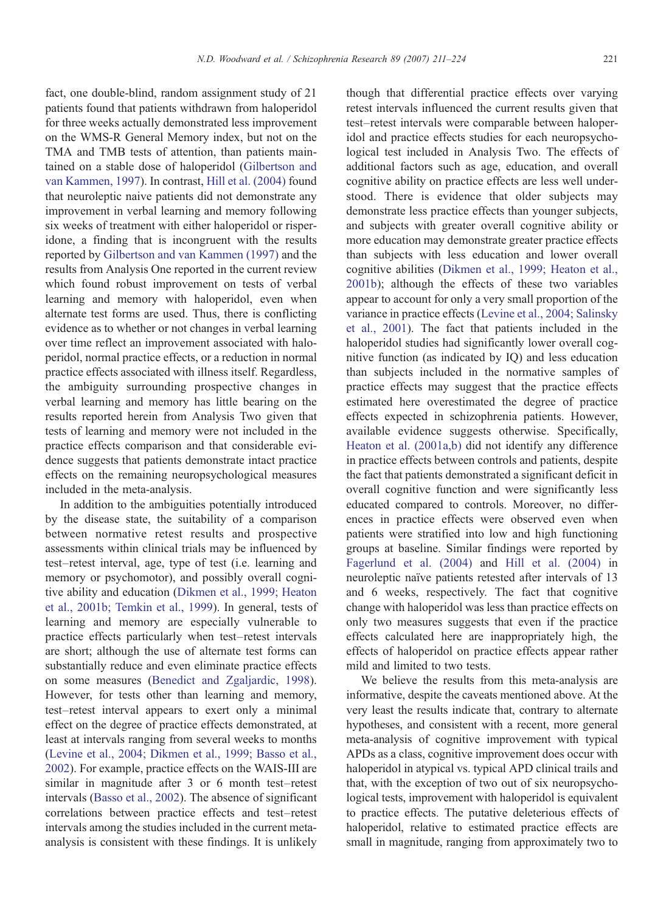fact, one double-blind, random assignment study of 21 patients found that patients withdrawn from haloperidol for three weeks actually demonstrated less improvement on the WMS-R General Memory index, but not on the TMA and TMB tests of attention, than patients maintained on a stable dose of haloperidol (Gilbertson and van Kammen, 1997). In contrast, Hill et al. (2004) found that neuroleptic naive patients did not demonstrate any improvement in verbal learning and memory following six weeks of treatment with either haloperidol or risperidone, a finding that is incongruent with the results reported by Gilbertson and van Kammen (1997) and the results from Analysis One reported in the current review which found robust improvement on tests of verbal learning and memory with haloperidol, even when alternate test forms are used. Thus, there is conflicting evidence as to whether or not changes in verbal learning over time reflect an improvement associated with haloperidol, normal practice effects, or a reduction in normal practice effects associated with illness itself. Regardless, the ambiguity surrounding prospective changes in verbal learning and memory has little bearing on the results reported herein from Analysis Two given that tests of learning and memory were not included in the practice effects comparison and that considerable evidence suggests that patients demonstrate intact practice effects on the remaining neuropsychological measures included in the meta-analysis.

In addition to the ambiguities potentially introduced by the disease state, the suitability of a comparison between normative retest results and prospective assessments within clinical trials may be influenced by test–retest interval, age, type of test (i.e. learning and memory or psychomotor), and possibly overall cognitive ability and education (Dikmen et al., 1999; Heaton et al., 2001b; Temkin et al., 1999). In general, tests of learning and memory are especially vulnerable to practice effects particularly when test–retest intervals are short; although the use of alternate test forms can substantially reduce and even eliminate practice effects on some measures (Benedict and Zgaljardic, 1998). However, for tests other than learning and memory, test–retest interval appears to exert only a minimal effect on the degree of practice effects demonstrated, at least at intervals ranging from several weeks to months (Levine et al., 2004; Dikmen et al., 1999; Basso et al., 2002). For example, practice effects on the WAIS-III are similar in magnitude after 3 or 6 month test–retest intervals (Basso et al., 2002). The absence of significant correlations between practice effects and test–retest intervals among the studies included in the current meta-analysis is consistent with these findings. It is unlikely though that differential practice effects over varying retest intervals influenced the current results given that test–retest intervals were comparable between haloperidol and practice effects studies for each neuropsychological test included in Analysis Two. The effects of additional factors such as age, education, and overall cognitive ability on practice effects are less well understood. There is evidence that older subjects may demonstrate less practice effects than younger subjects, and subjects with greater overall cognitive ability or more education may demonstrate greater practice effects than subjects with less education and lower overall cognitive abilities (Dikmen et al., 1999; Heaton et al., 2001b); although the effects of these two variables appear to account for only a very small proportion of the variance in practice effects (Levine et al., 2004; Salinsky et al., 2001). The fact that patients included in the haloperidol studies had significantly lower overall cognitive function (as indicated by IQ) and less education than subjects included in the normative samples of practice effects may suggest that the practice effects estimated here overestimated the degree of practice effects expected in schizophrenia patients. However, available evidence suggests otherwise. Specifically, Heaton et al. (2001a,b) did not identify any difference in practice effects between controls and patients, despite the fact that patients demonstrated a significant deficit in overall cognitive function and were significantly less educated compared to controls. Moreover, no differences in practice effects were observed even when patients were stratified into low and high functioning groups at baseline. Similar findings were reported by Fagerlund et al. (2004) and Hill et al. (2004) in neuroleptic naïve patients retested after intervals of 13 and 6 weeks, respectively. The fact that cognitive change with haloperidol was less than practice effects on only two measures suggests that even if the practice effects calculated here are inappropriately high, the effects of haloperidol on practice effects appear rather mild and limited to two tests.

We believe the results from this meta-analysis are informative, despite the caveats mentioned above. At the very least the results indicate that, contrary to alternate hypotheses, and consistent with a recent, more general meta-analysis of cognitive improvement with typical APDs as a class, cognitive improvement does occur with haloperidol in atypical vs. typical APD clinical trails and that, with the exception of two out of six neuropsychological tests, improvement with haloperidol is equivalent to practice effects. The putative deleterious effects of haloperidol, relative to estimated practice effects are small in magnitude, ranging from approximately two to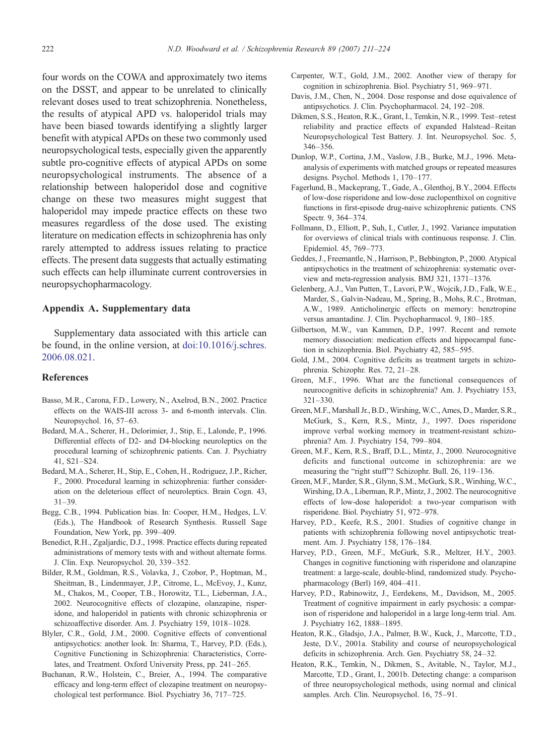four words on the COWA and approximately two items on the DSST, and appear to be unrelated to clinically relevant doses used to treat schizophrenia. Nonetheless, the results of atypical APD vs. haloperidol trials may have been biased towards identifying a slightly larger benefit with atypical APDs on these two commonly used neuropsychological tests, especially given the apparently subtle pro-cognitive effects of atypical APDs on some neuropsychological instruments. The absence of a relationship between haloperidol dose and cognitive change on these two measures might suggest that haloperidol may impede practice effects on these two measures regardless of the dose used. The existing literature on medication effects in schizophrenia has only rarely attempted to address issues relating to practice effects. The present data suggests that actually estimating such effects can help illuminate current controversies in neuropsychopharmacology.

## Appendix A. Supplementary data

Supplementary data associated with this article can be found, in the online version, at doi:10.1016/j.schres.2006.08.021.

## References

- Basso, M.R., Carona, F.D., Lowery, N., Axelrod, B.N., 2002. Practice effects on the WAIS-III across 3- and 6-month intervals. Clin. Neuropsychol. 16, 57–63.
- Bedard, M.A., Scherer, H., Delorimier, J., Stip, E., Lalonde, P., 1996. Differential effects of D2- and D4-blocking neuroleptics on the procedural learning of schizophrenic patients. Can. J. Psychiatry 41, S21–S24.
- Bedard, M.A., Scherer, H., Stip, E., Cohen, H., Rodriguez, J.P., Richer, F., 2000. Procedural learning in schizophrenia: further consideration on the deleterious effect of neuroleptics. Brain Cogn. 43, 31–39.
- Begg, C.B., 1994. Publication bias. In: Cooper, H.M., Hedges, L.V. (Eds.), The Handbook of Research Synthesis. Russell Sage Foundation, New York, pp. 399–409.
- Benedict, R.H., Zgaljardic, D.J., 1998. Practice effects during repeated administrations of memory tests with and without alternate forms. J. Clin. Exp. Neuropsychol. 20, 339–352.
- Bilder, R.M., Goldman, R.S., Volavka, J., Czobor, P., Hoptman, M., Sheitman, B., Lindenmayer, J.P., Citrome, L., McEvoy, J., Kunz, M., Chakos, M., Cooper, T.B., Horowitz, T.L., Lieberman, J.A., 2002. Neurocognitive effects of clozapine, olanzapine, risperidone, and haloperidol in patients with chronic schizophrenia or schizoaffective disorder. Am. J. Psychiatry 159, 1018–1028.
- Blyler, C.R., Gold, J.M., 2000. Cognitive effects of conventional antipsychotics: another look. In: Sharma, T., Harvey, P.D. (Eds.), Cognitive Functioning in Schizophrenia: Characteristics, Correlates, and Treatment. Oxford University Press, pp. 241–265.
- Buchanan, R.W., Holstein, C., Breier, A., 1994. The comparative efficacy and long-term effect of clozapine treatment on neuropsychological test performance. Biol. Psychiatry 36, 717–725.
- Carpenter, W.T., Gold, J.M., 2002. Another view of therapy for cognition in schizophrenia. Biol. Psychiatry 51, 969–971.
- Davis, J.M., Chen, N., 2004. Dose response and dose equivalence of antipsychotics. J. Clin. Psychopharmacol. 24, 192–208.
- Dikmen, S.S., Heaton, R.K., Grant, I., Temkin, N.R., 1999. Test–retest reliability and practice effects of expanded Halstead–Reitan Neuropsychological Test Battery. J. Int. Neuropsychol. Soc. 5, 346–356.
- Dunlop, W.P., Cortina, J.M., Vaslow, J.B., Burke, M.J., 1996. Meta-analysis of experiments with matched groups or repeated measures designs. Psychol. Methods 1, 170–177.
- Fagerlund, B., Mackeprang, T., Gade, A., Glenthoj, B.Y., 2004. Effects of low-dose risperidone and low-dose zuclopenthixol on cognitive functions in first-episode drug-naive schizophrenic patients. CNS Spectr. 9, 364–374.
- Follmann, D., Elliott, P., Suh, I., Cutler, J., 1992. Variance imputation for overviews of clinical trials with continuous response. J. Clin. Epidemiol. 45, 769–773.
- Geddes, J., Freemantle, N., Harrison, P., Bebbington, P., 2000. Atypical antipsychotics in the treatment of schizophrenia: systematic overview and meta-regression analysis. BMJ 321, 1371–1376.
- Gelenberg, A.J., Van Putten, T., Lavori, P.W., Wojcik, J.D., Falk, W.E., Marder, S., Galvin-Nadeau, M., Spring, B., Mohs, R.C., Brotman, A.W., 1989. Anticholinergic effects on memory: benztropine versus amantadine. J. Clin. Psychopharmacol. 9, 180–185.
- Gilbertson, M.W., van Kammen, D.P., 1997. Recent and remote memory dissociation: medication effects and hippocampal function in schizophrenia. Biol. Psychiatry 42, 585–595.
- Gold, J.M., 2004. Cognitive deficits as treatment targets in schizophrenia. Schizophr. Res. 72, 21–28.
- Green, M.F., 1996. What are the functional consequences of neurocognitive deficits in schizophrenia? Am. J. Psychiatry 153, 321–330.
- Green, M.F., Marshall Jr., B.D., Wirshing, W.C., Ames, D., Marder, S.R., McGurk, S., Kern, R.S., Mintz, J., 1997. Does risperidone improve verbal working memory in treatment-resistant schizophrenia? Am. J. Psychiatry 154, 799–804.
- Green, M.F., Kern, R.S., Braff, D.L., Mintz, J., 2000. Neurocognitive deficits and functional outcome in schizophrenia: are we measuring the "right stuff"? Schizophr. Bull. 26, 119–136.
- Green, M.F., Marder, S.R., Glynn, S.M., McGurk, S.R., Wirshing, W.C., Wirshing, D.A., Liberman, R.P., Mintz, J., 2002. The neurocognitive effects of low-dose haloperidol: a two-year comparison with risperidone. Biol. Psychiatry 51, 972–978.
- Harvey, P.D., Keefe, R.S., 2001. Studies of cognitive change in patients with schizophrenia following novel antipsychotic treatment. Am. J. Psychiatry 158, 176–184.
- Harvey, P.D., Green, M.F., McGurk, S.R., Meltzer, H.Y., 2003. Changes in cognitive functioning with risperidone and olanzapine treatment: a large-scale, double-blind, randomized study. Psychopharmacology (Berl) 169, 404–411.
- Harvey, P.D., Rabinowitz, J., Eerdekens, M., Davidson, M., 2005. Treatment of cognitive impairment in early psychosis: a comparison of risperidone and haloperidol in a large long-term trial. Am. J. Psychiatry 162, 1888–1895.
- Heaton, R.K., Gladsjo, J.A., Palmer, B.W., Kuck, J., Marcotte, T.D., Jeste, D.V., 2001a. Stability and course of neuropsychological deficits in schizophrenia. Arch. Gen. Psychiatry 58, 24–32.
- Heaton, R.K., Temkin, N., Dikmen, S., Avitable, N., Taylor, M.J., Marcotte, T.D., Grant, I., 2001b. Detecting change: a comparison of three neuropsychological methods, using normal and clinical samples. Arch. Clin. Neuropsychol. 16, 75–91.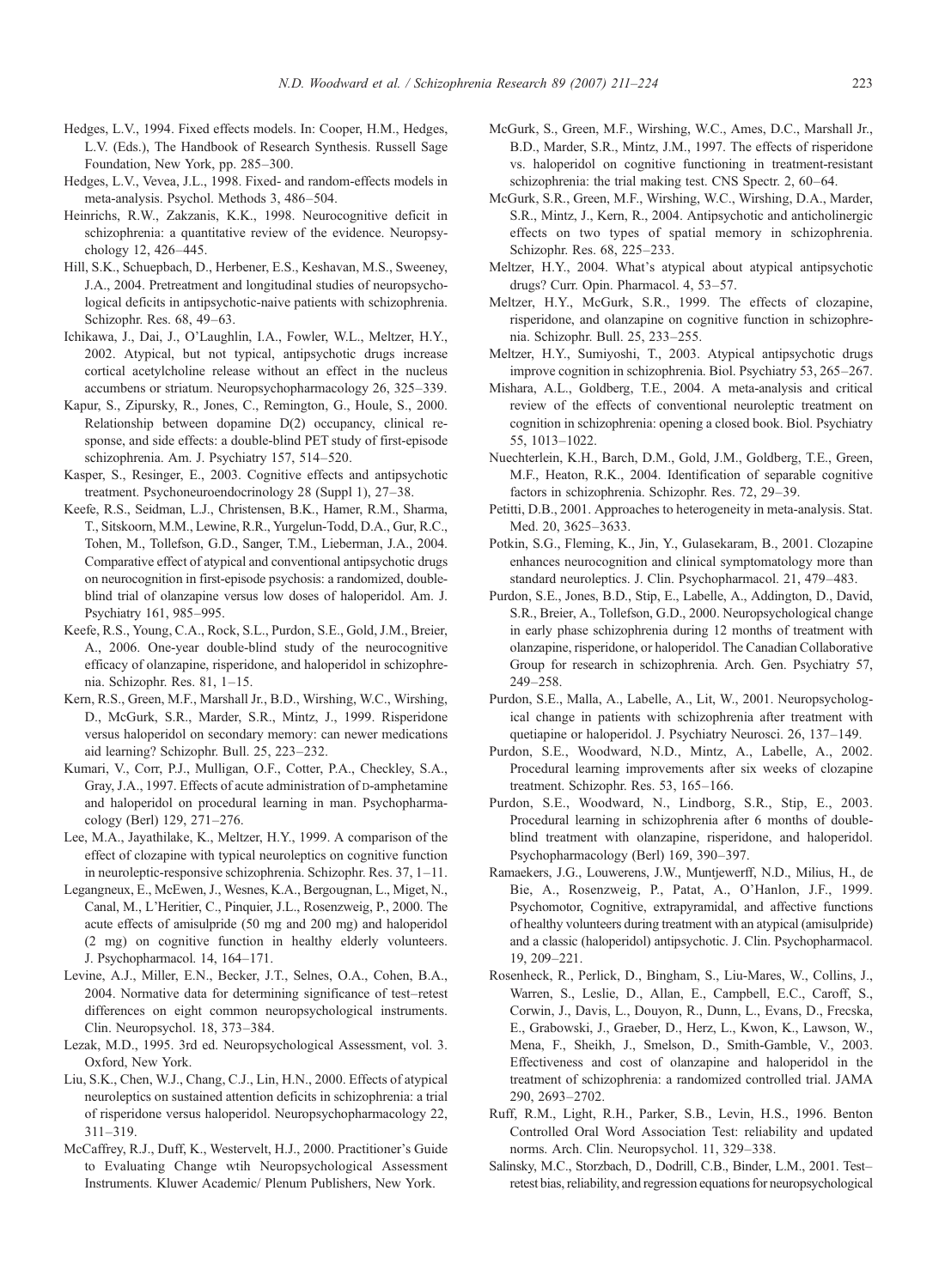Hedges, L.V., 1994. Fixed effects models. In: Cooper, H.M., Hedges, L.V. (Eds.), The Handbook of Research Synthesis. Russell Sage Foundation, New York, pp. 285–300.

Hedges, L.V., Vevea, J.L., 1998. Fixed- and random-effects models in meta-analysis. Psychol. Methods 3, 486–504.

Heinrichs, R.W., Zakzanis, K.K., 1998. Neurocognitive deficit in schizophrenia: a quantitative review of the evidence. Neuropsychology 12, 426–445.

Hill, S.K., Schuepbach, D., Herbener, E.S., Keshavan, M.S., Sweeney, J.A., 2004. Pretreatment and longitudinal studies of neuropsychological deficits in antipsychotic-naive patients with schizophrenia. Schizophr. Res. 68, 49–63.

Ichikawa, J., Dai, J., O'Laughlin, I.A., Fowler, W.L., Meltzer, H.Y., 2002. Atypical, but not typical, antipsychotic drugs increase cortical acetylcholine release without an effect in the nucleus accumbens or striatum. Neuropsychopharmacology 26, 325–339.

Kapur, S., Zipursky, R., Jones, C., Remington, G., Houle, S., 2000. Relationship between dopamine D(2) occupancy, clinical response, and side effects: a double-blind PET study of first-episode schizophrenia. Am. J. Psychiatry 157, 514–520.

Kasper, S., Resinger, E., 2003. Cognitive effects and antipsychotic treatment. Psychoneuroendocrinology 28 (Suppl 1), 27–38.

Keefe, R.S., Seidman, L.J., Christensen, B.K., Hamer, R.M., Sharma, T., Sitskoorn, M.M., Lewine, R.R., Yurgelun-Todd, D.A., Gur, R.C., Tohen, M., Tollefson, G.D., Sanger, T.M., Lieberman, J.A., 2004. Comparative effect of atypical and conventional antipsychotic drugs on neurocognition in first-episode psychosis: a randomized, double-blind trial of olanzapine versus low doses of haloperidol. Am. J. Psychiatry 161, 985–995.

Keefe, R.S., Young, C.A., Rock, S.L., Purdon, S.E., Gold, J.M., Breier, A., 2006. One-year double-blind study of the neurocognitive efficacy of olanzapine, risperidone, and haloperidol in schizophrenia. Schizophr. Res. 81, 1–15.

Kern, R.S., Green, M.F., Marshall Jr., B.D., Wirshing, W.C., Wirshing, D., McGurk, S.R., Marder, S.R., Mintz, J., 1999. Risperidone versus haloperidol on secondary memory: can newer medications aid learning? Schizophr. Bull. 25, 223–232.

Kumari, V., Corr, P.J., Mulligan, O.F., Cotter, P.A., Checkley, S.A., Gray, J.A., 1997. Effects of acute administration of D-amphetamine and haloperidol on procedural learning in man. Psychopharmacology (Berl) 129, 271–276.

Lee, M.A., Jayathilake, K., Meltzer, H.Y., 1999. A comparison of the effect of clozapine with typical neuroleptics on cognitive function in neuroleptic-responsive schizophrenia. Schizophr. Res. 37, 1–11.

Legangneux, E., McEwen, J., Wesnes, K.A., Bergougnan, L., Miget, N., Canal, M., L'Heritier, C., Pinquier, J.L., Rosenzweig, P., 2000. The acute effects of amisulpride (50 mg and 200 mg) and haloperidol (2 mg) on cognitive function in healthy elderly volunteers. J. Psychopharmacol. 14, 164–171.

Levine, A.J., Miller, E.N., Becker, J.T., Selnes, O.A., Cohen, B.A., 2004. Normative data for determining significance of test–retest differences on eight common neuropsychological instruments. Clin. Neuropsychol. 18, 373–384.

Lezak, M.D., 1995. 3rd ed. Neuropsychological Assessment, vol. 3. Oxford, New York.

Liu, S.K., Chen, W.J., Chang, C.J., Lin, H.N., 2000. Effects of atypical neuroleptics on sustained attention deficits in schizophrenia: a trial of risperidone versus haloperidol. Neuropsychopharmacology 22, 311–319.

McCaffrey, R.J., Duff, K., Westervelt, H.J., 2000. Practitioner's Guide to Evaluating Change wtih Neuropsychological Assessment Instruments. Kluwer Academic/ Plenum Publishers, New York.

McGurk, S., Green, M.F., Wirshing, W.C., Ames, D.C., Marshall Jr., B.D., Marder, S.R., Mintz, J.M., 1997. The effects of risperidone vs. haloperidol on cognitive functioning in treatment-resistant schizophrenia: the trial making test. CNS Spectr. 2, 60–64.

McGurk, S.R., Green, M.F., Wirshing, W.C., Wirshing, D.A., Marder, S.R., Mintz, J., Kern, R., 2004. Antipsychotic and anticholinergic effects on two types of spatial memory in schizophrenia. Schizophr. Res. 68, 225–233.

Meltzer, H.Y., 2004. What's atypical about atypical antipsychotic drugs? Curr. Opin. Pharmacol. 4, 53–57.

Meltzer, H.Y., McGurk, S.R., 1999. The effects of clozapine, risperidone, and olanzapine on cognitive function in schizophrenia. Schizophr. Bull. 25, 233–255.

Meltzer, H.Y., Sumiyoshi, T., 2003. Atypical antipsychotic drugs improve cognition in schizophrenia. Biol. Psychiatry 53, 265–267.

Mishara, A.L., Goldberg, T.E., 2004. A meta-analysis and critical review of the effects of conventional neuroleptic treatment on cognition in schizophrenia: opening a closed book. Biol. Psychiatry 55, 1013–1022.

Nuechterlein, K.H., Barch, D.M., Gold, J.M., Goldberg, T.E., Green, M.F., Heaton, R.K., 2004. Identification of separable cognitive factors in schizophrenia. Schizophr. Res. 72, 29–39.

Petitti, D.B., 2001. Approaches to heterogeneity in meta-analysis. Stat. Med. 20, 3625–3633.

Potkin, S.G., Fleming, K., Jin, Y., Gulasekaram, B., 2001. Clozapine enhances neurocognition and clinical symptomatology more than standard neuroleptics. J. Clin. Psychopharmacol. 21, 479–483.

Purdon, S.E., Jones, B.D., Stip, E., Labelle, A., Addington, D., David, S.R., Breier, A., Tollefson, G.D., 2000. Neuropsychological change in early phase schizophrenia during 12 months of treatment with olanzapine, risperidone, or haloperidol. The Canadian Collaborative Group for research in schizophrenia. Arch. Gen. Psychiatry 57, 249–258.

Purdon, S.E., Malla, A., Labelle, A., Lit, W., 2001. Neuropsychological change in patients with schizophrenia after treatment with quetiapine or haloperidol. J. Psychiatry Neurosci. 26, 137–149.

Purdon, S.E., Woodward, N.D., Mintz, A., Labelle, A., 2002. Procedural learning improvements after six weeks of clozapine treatment. Schizophr. Res. 53, 165–166.

Purdon, S.E., Woodward, N., Lindborg, S.R., Stip, E., 2003. Procedural learning in schizophrenia after 6 months of double-blind treatment with olanzapine, risperidone, and haloperidol. Psychopharmacology (Berl) 169, 390–397.

Ramaekers, J.G., Louwerens, J.W., Muntjewerff, N.D., Milius, H., de Bie, A., Rosenzweig, P., Patat, A., O'Hanlon, J.F., 1999. Psychomotor, Cognitive, extrapyramidal, and affective functions of healthy volunteers during treatment with an atypical (amisulpride) and a classic (haloperidol) antipsychotic. J. Clin. Psychopharmacol. 19, 209–221.

Rosenheck, R., Perlick, D., Bingham, S., Liu-Mares, W., Collins, J., Warren, S., Leslie, D., Allan, E., Campbell, E.C., Caroff, S., Corwin, J., Davis, L., Douyon, R., Dunn, L., Evans, D., Frecska, E., Grabowski, J., Graeber, D., Herz, L., Kwon, K., Lawson, W., Mena, F., Sheikh, J., Smelson, D., Smith-Gamble, V., 2003. Effectiveness and cost of olanzapine and haloperidol in the treatment of schizophrenia: a randomized controlled trial. JAMA 290, 2693–2702.

Ruff, R.M., Light, R.H., Parker, S.B., Levin, H.S., 1996. Benton Controlled Oral Word Association Test: reliability and updated norms. Arch. Clin. Neuropsychol. 11, 329–338.

Salinsky, M.C., Storzbach, D., Dodrill, C.B., Binder, L.M., 2001. Test–retest bias, reliability, and regression equations for neuropsychological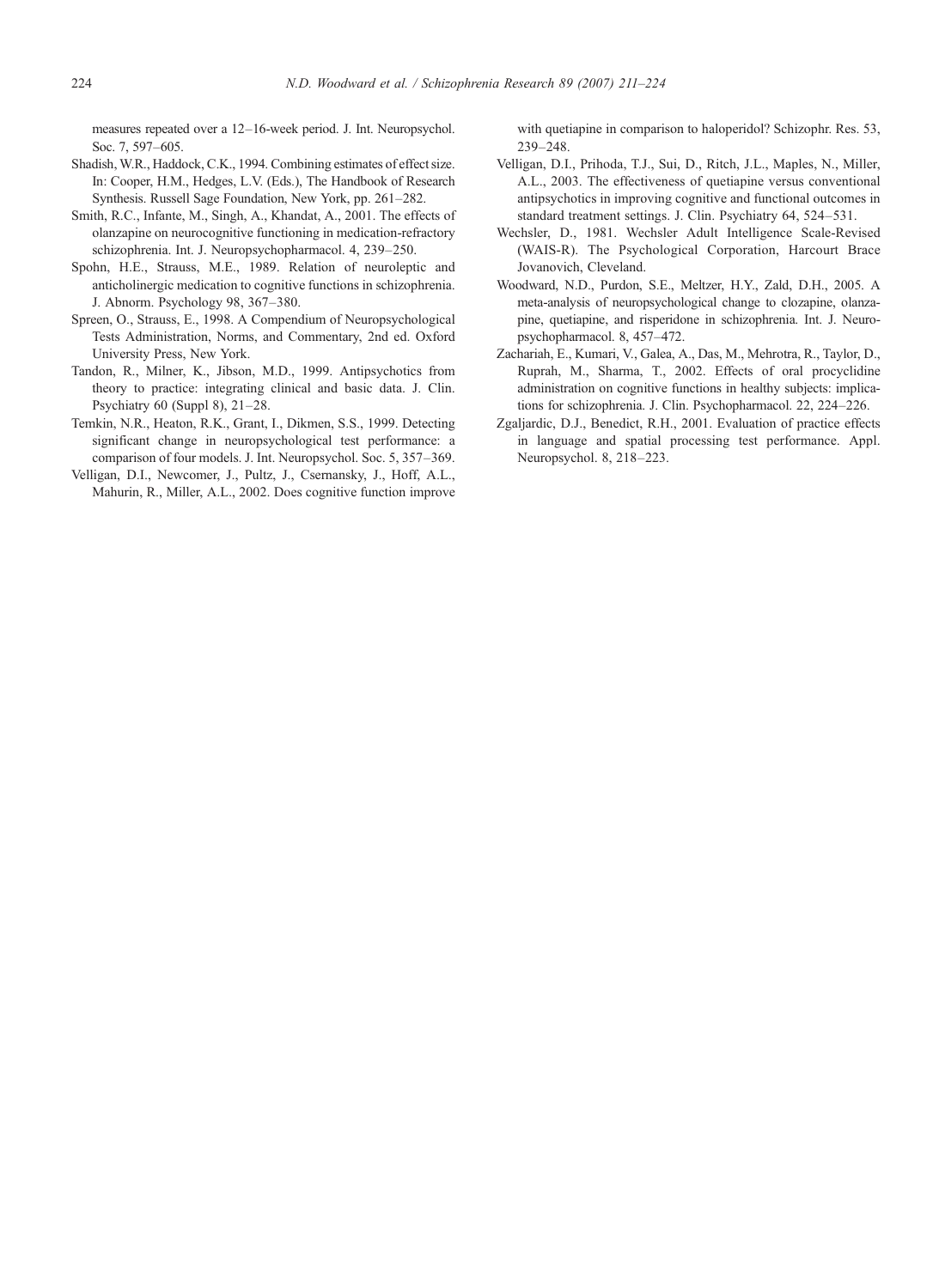measures repeated over a 12–16-week period. J. Int. Neuropsychol. Soc. 7, 597–605.

Shadish, W.R., Haddock, C.K., 1994. Combining estimates of effect size. In: Cooper, H.M., Hedges, L.V. (Eds.), The Handbook of Research Synthesis. Russell Sage Foundation, New York, pp. 261–282.

Smith, R.C., Infante, M., Singh, A., Khandat, A., 2001. The effects of olanzapine on neurocognitive functioning in medication-refractory schizophrenia. Int. J. Neuropsychopharmacol. 4, 239–250.

Spohn, H.E., Strauss, M.E., 1989. Relation of neuroleptic and anticholinergic medication to cognitive functions in schizophrenia. J. Abnorm. Psychology 98, 367–380.

Spreen, O., Strauss, E., 1998. A Compendium of Neuropsychological Tests Administration, Norms, and Commentary, 2nd ed. Oxford University Press, New York.

Tandon, R., Milner, K., Jibson, M.D., 1999. Antipsychotics from theory to practice: integrating clinical and basic data. J. Clin. Psychiatry 60 (Suppl 8), 21–28.

Temkin, N.R., Heaton, R.K., Grant, I., Dikmen, S.S., 1999. Detecting significant change in neuropsychological test performance: a comparison of four models. J. Int. Neuropsychol. Soc. 5, 357–369.

Velligan, D.I., Newcomer, J., Pultz, J., Csernansky, J., Hoff, A.L., Mahurin, R., Miller, A.L., 2002. Does cognitive function improve with quetiapine in comparison to haloperidol? Schizophr. Res. 53, 239–248.

Velligan, D.I., Prihoda, T.J., Sui, D., Ritch, J.L., Maples, N., Miller, A.L., 2003. The effectiveness of quetiapine versus conventional antipsychotics in improving cognitive and functional outcomes in standard treatment settings. J. Clin. Psychiatry 64, 524–531.

Wechsler, D., 1981. Wechsler Adult Intelligence Scale-Revised (WAIS-R). The Psychological Corporation, Harcourt Brace Jovanovich, Cleveland.

Woodward, N.D., Purdon, S.E., Meltzer, H.Y., Zald, D.H., 2005. A meta-analysis of neuropsychological change to clozapine, olanzapine, quetiapine, and risperidone in schizophrenia. Int. J. Neuropsychopharmacol. 8, 457–472.

Zachariah, E., Kumari, V., Galea, A., Das, M., Mehrotra, R., Taylor, D., Ruprah, M., Sharma, T., 2002. Effects of oral procyclidine administration on cognitive functions in healthy subjects: implications for schizophrenia. J. Clin. Psychopharmacol. 22, 224–226.

Zgaljardic, D.J., Benedict, R.H., 2001. Evaluation of practice effects in language and spatial processing test performance. Appl. Neuropsychol. 8, 218–223.